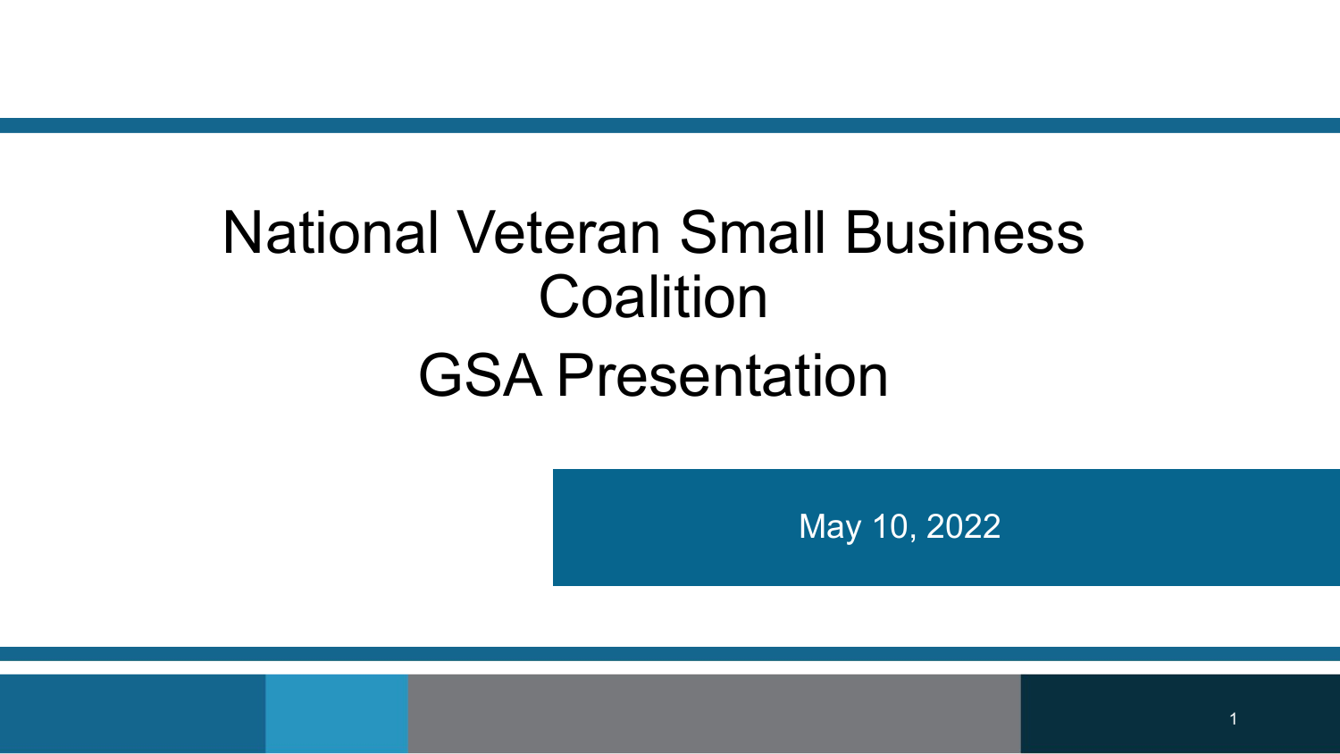# National Veteran Small Business Coalition

# GSA Presentation

May 10, 2022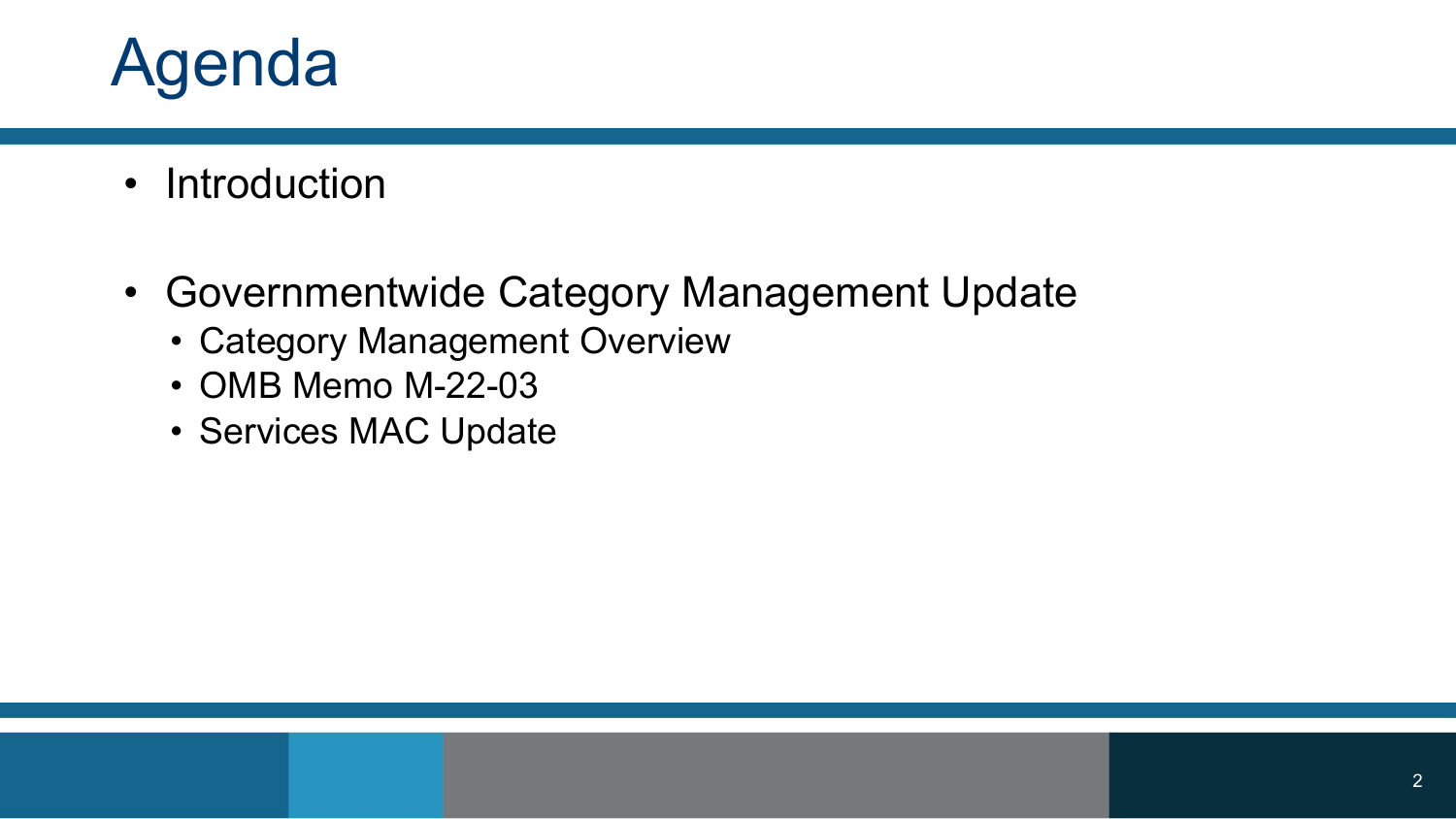# Agenda

- Introduction
- Governmentwide Category Management Update
  - Category Management Overview
  - OMB Memo M-22-03
  - Services MAC Update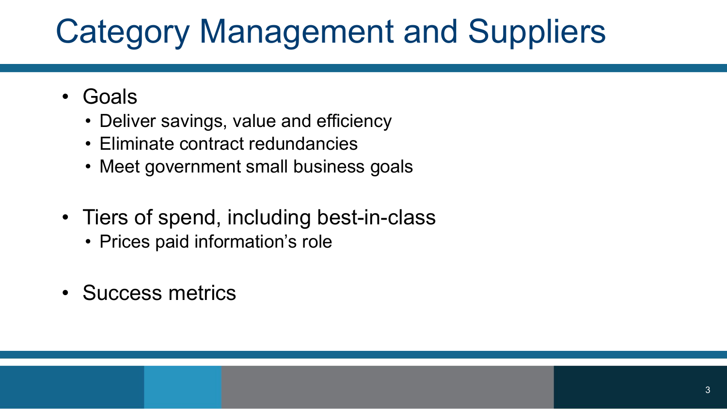# Category Management and Suppliers

- Goals
  - Deliver savings, value and efficiency
  - Eliminate contract redundancies
  - Meet government small business goals
- Tiers of spend, including best-in-class
  - Prices paid information's role
- Success metrics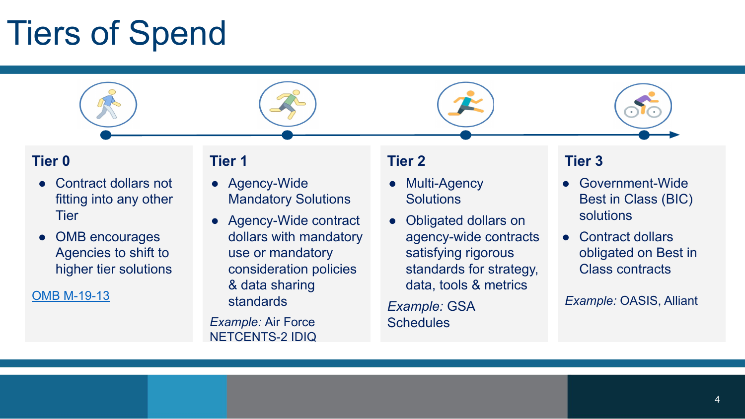# Tiers of Spend

### Tier 0

- Contract dollars not fitting into any other Tier
- OMB encourages Agencies to shift to higher tier solutions

OMB M-19-13

### Tier 1

- Agency-Wide Mandatory Solutions
- Agency-Wide contract dollars with mandatory use or mandatory consideration policies & data sharing standards

*Example:* Air Force NETCENTS-2 IDIQ

### Tier 2

- Multi-Agency Solutions
- Obligated dollars on agency-wide contracts satisfying rigorous standards for strategy, data, tools & metrics

*Example:* GSA Schedules

### Tier 3

- Government-Wide Best in Class (BIC) solutions
- Contract dollars obligated on Best in Class contracts

*Example:* OASIS, Alliant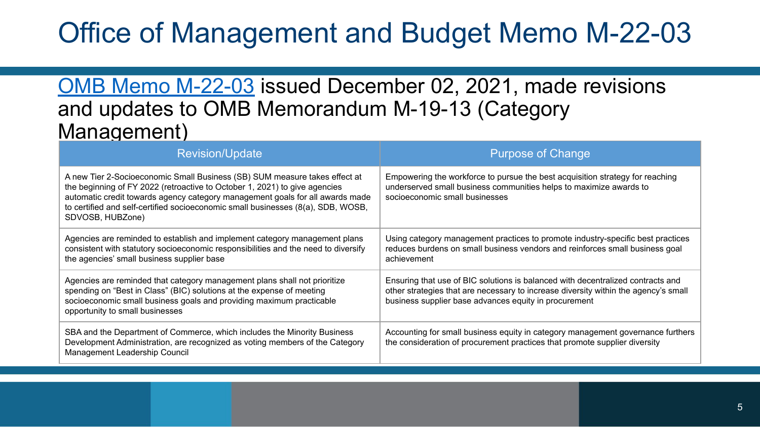# Office of Management and Budget Memo M-22-03

OMB Memo M-22-03 issued December 02, 2021, made revisions and updates to OMB Memorandum M-19-13 (Category Management)

| Revision/Update | Purpose of Change |
| --- | --- |
| A new Tier 2-Socioeconomic Small Business (SB) SUM measure takes effect at the beginning of FY 2022 (retroactive to October 1, 2021) to give agencies automatic credit towards agency category management goals for all awards made to certified and self-certified socioeconomic small businesses (8(a), SDB, WOSB, SDVOSB, HUBZone) | Empowering the workforce to pursue the best acquisition strategy for reaching underserved small business communities helps to maximize awards to socioeconomic small businesses |
| Agencies are reminded to establish and implement category management plans consistent with statutory socioeconomic responsibilities and the need to diversify the agencies' small business supplier base | Using category management practices to promote industry-specific best practices reduces burdens on small business vendors and reinforces small business goal achievement |
| Agencies are reminded that category management plans shall not prioritize spending on "Best in Class" (BIC) solutions at the expense of meeting socioeconomic small business goals and providing maximum practicable opportunity to small businesses | Ensuring that use of BIC solutions is balanced with decentralized contracts and other strategies that are necessary to increase diversity within the agency's small business supplier base advances equity in procurement |
| SBA and the Department of Commerce, which includes the Minority Business Development Administration, are recognized as voting members of the Category Management Leadership Council | Accounting for small business equity in category management governance furthers the consideration of procurement practices that promote supplier diversity |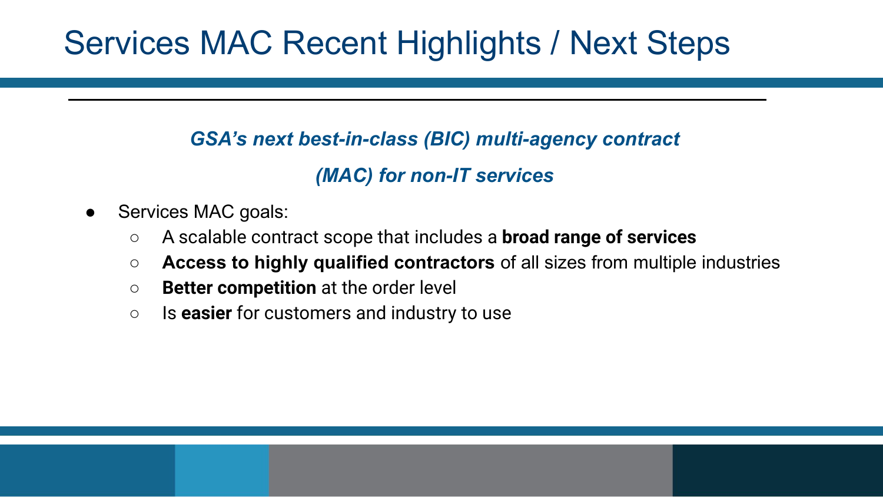# Services MAC Recent Highlights / Next Steps

***GSA's next best-in-class (BIC) multi-agency contract (MAC) for non-IT services***

- Services MAC goals:
  - A scalable contract scope that includes a **broad range of services**
  - **Access to highly qualified contractors** of all sizes from multiple industries
  - **Better competition** at the order level
  - Is **easier** for customers and industry to use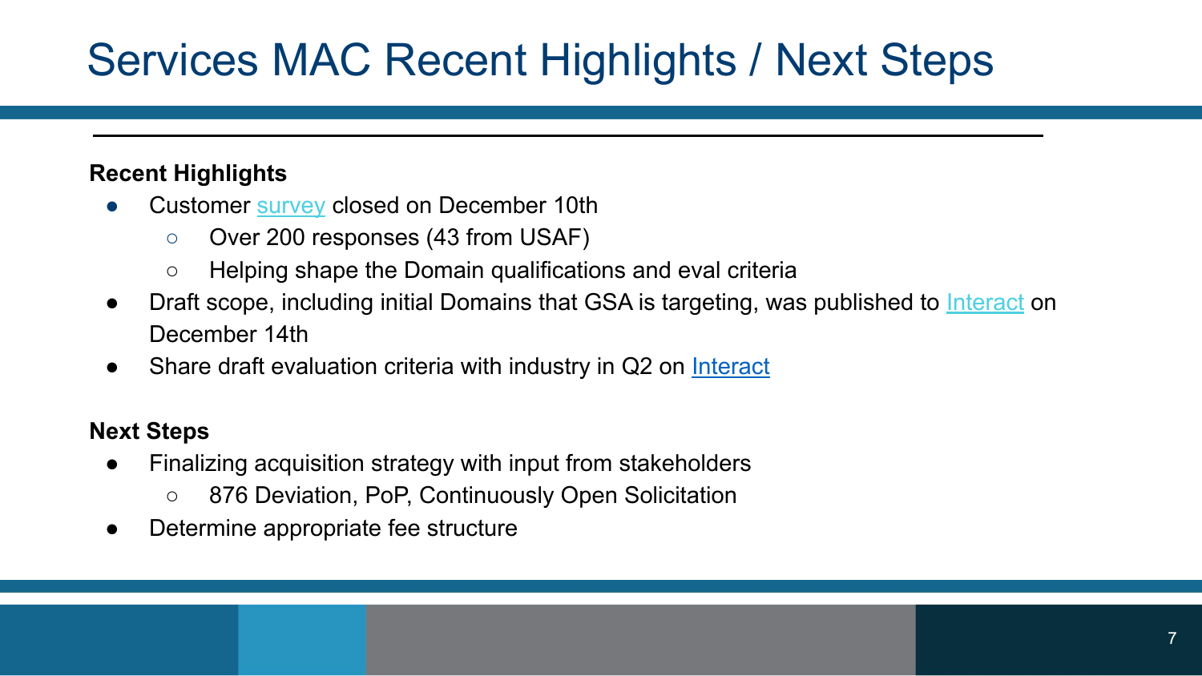# Services MAC Recent Highlights / Next Steps

**Recent Highlights**

- Customer survey closed on December 10th
  - Over 200 responses (43 from USAF)
  - Helping shape the Domain qualifications and eval criteria
- Draft scope, including initial Domains that GSA is targeting, was published to Interact on December 14th
- Share draft evaluation criteria with industry in Q2 on Interact

**Next Steps**

- Finalizing acquisition strategy with input from stakeholders
  - 876 Deviation, PoP, Continuously Open Solicitation
- Determine appropriate fee structure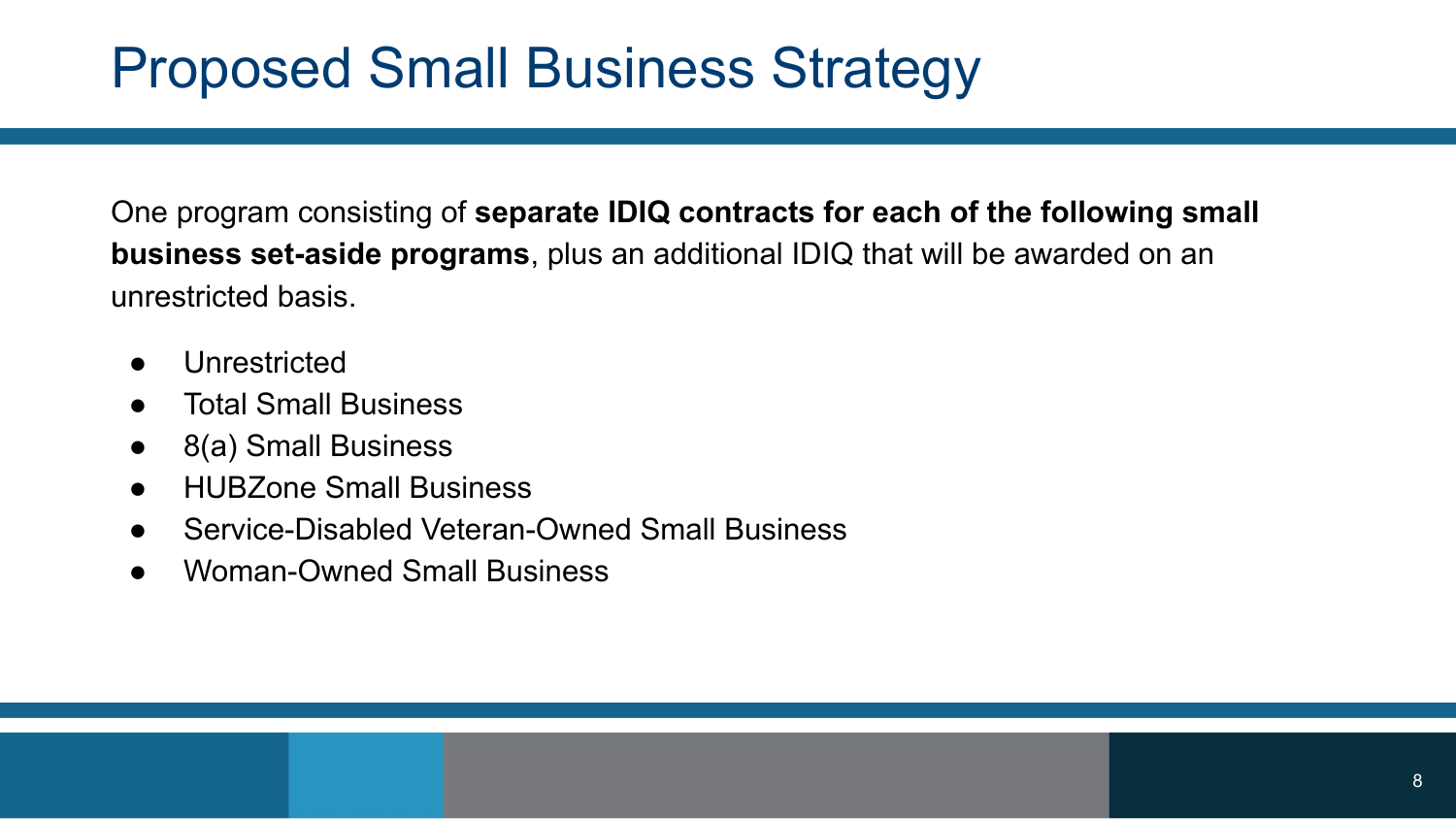# Proposed Small Business Strategy

One program consisting of **separate IDIQ contracts for each of the following small business set-aside programs**, plus an additional IDIQ that will be awarded on an unrestricted basis.

- Unrestricted
- Total Small Business
- 8(a) Small Business
- HUBZone Small Business
- Service-Disabled Veteran-Owned Small Business
- Woman-Owned Small Business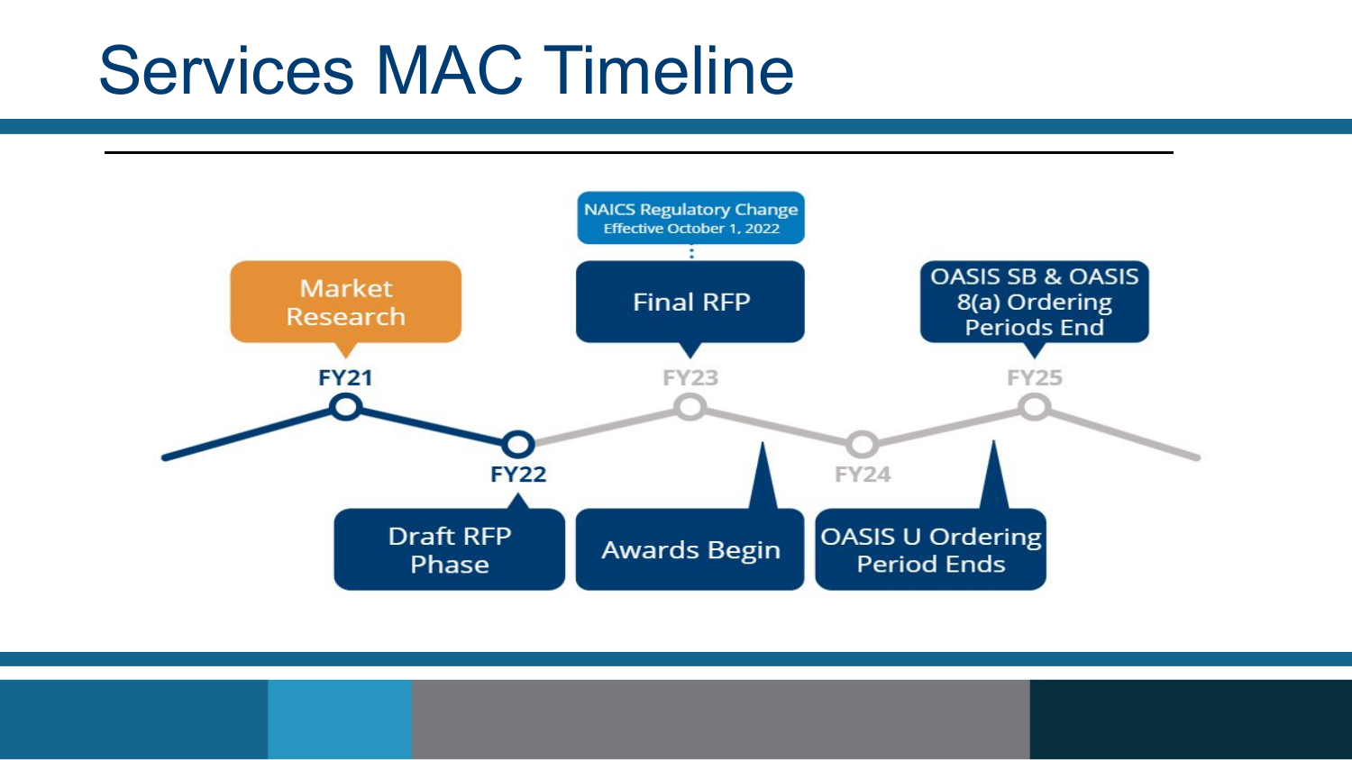# Services MAC Timeline

- **FY21**: Market Research
- **FY22**: Draft RFP Phase
- **FY23**: Final RFP
  - NAICS Regulatory Change Effective October 1, 2022
- Awards Begin
- **FY24**
- OASIS U Ordering Period Ends
- **FY25**: OASIS SB & OASIS 8(a) Ordering Periods End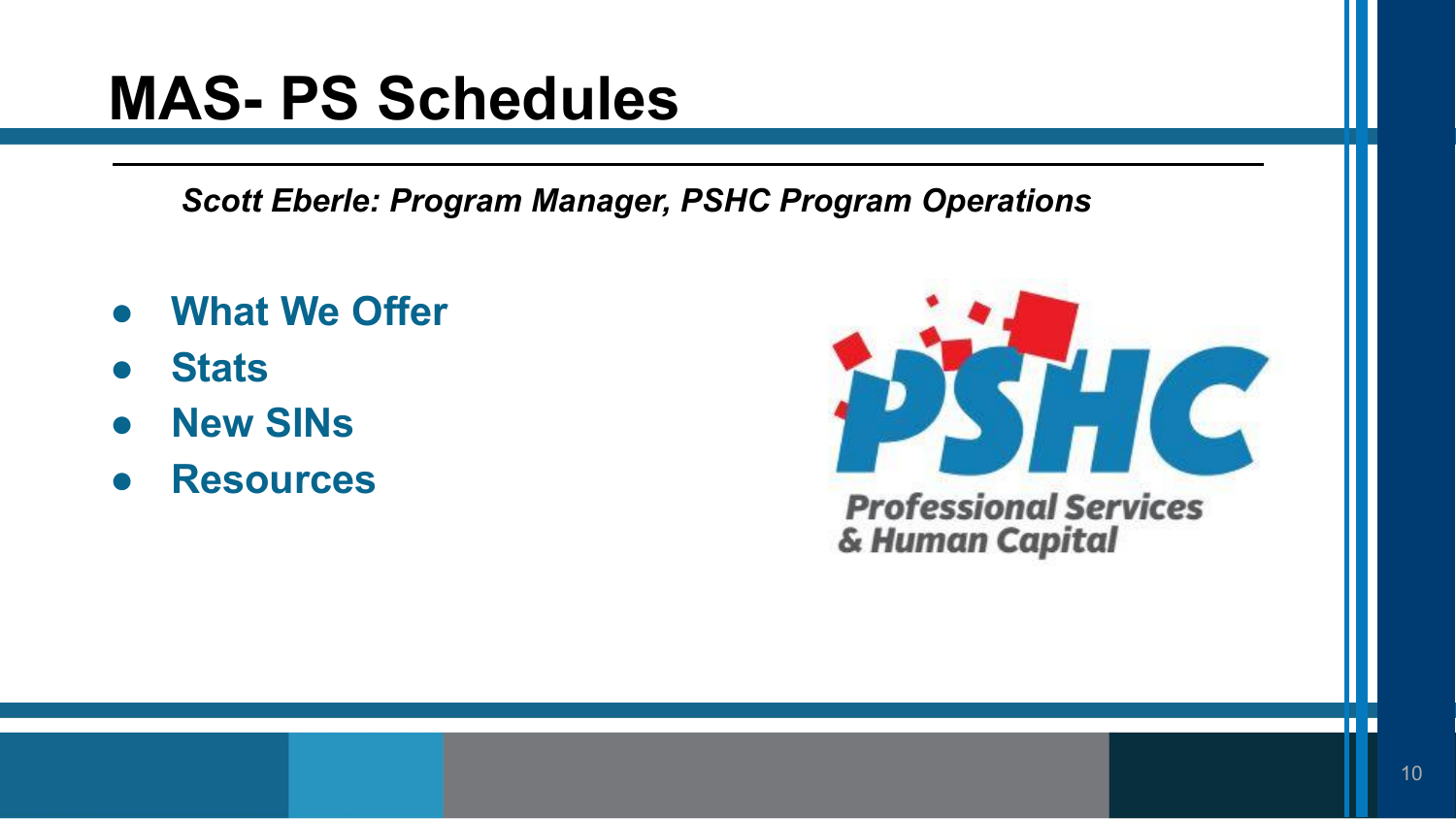# MAS- PS Schedules

***Scott Eberle: Program Manager, PSHC Program Operations***

- **What We Offer**
- **Stats**
- **New SINs**
- **Resources**

PSHC

Professional Services & Human Capital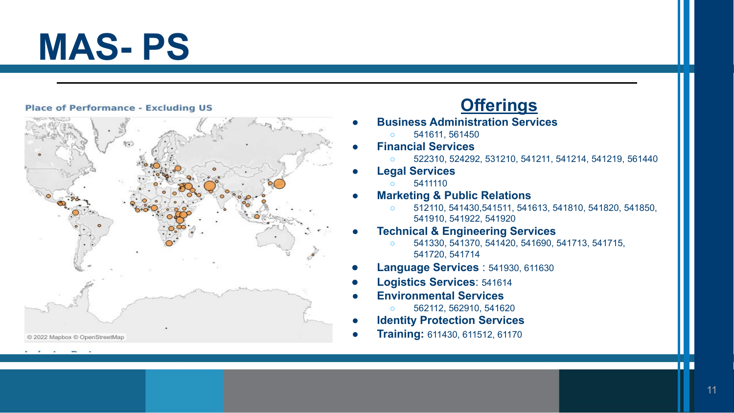# MAS- PS

Place of Performance - Excluding US

© 2022 Mapbox © OpenStreetMap

## Offerings

- **Business Administration Services**
  - 541611, 561450
- **Financial Services**
  - 522310, 524292, 531210, 541211, 541214, 541219, 561440
- **Legal Services**
  - 5411110
- **Marketing & Public Relations**
  - 512110, 541430,541511, 541613, 541810, 541820, 541850, 541910, 541922, 541920
- **Technical & Engineering Services**
  - 541330, 541370, 541420, 541690, 541713, 541715, 541720, 541714
- **Language Services** : 541930, 611630
- **Logistics Services**: 541614
- **Environmental Services**
  - 562112, 562910, 541620
- **Identity Protection Services**
- **Training:** 611430, 611512, 61170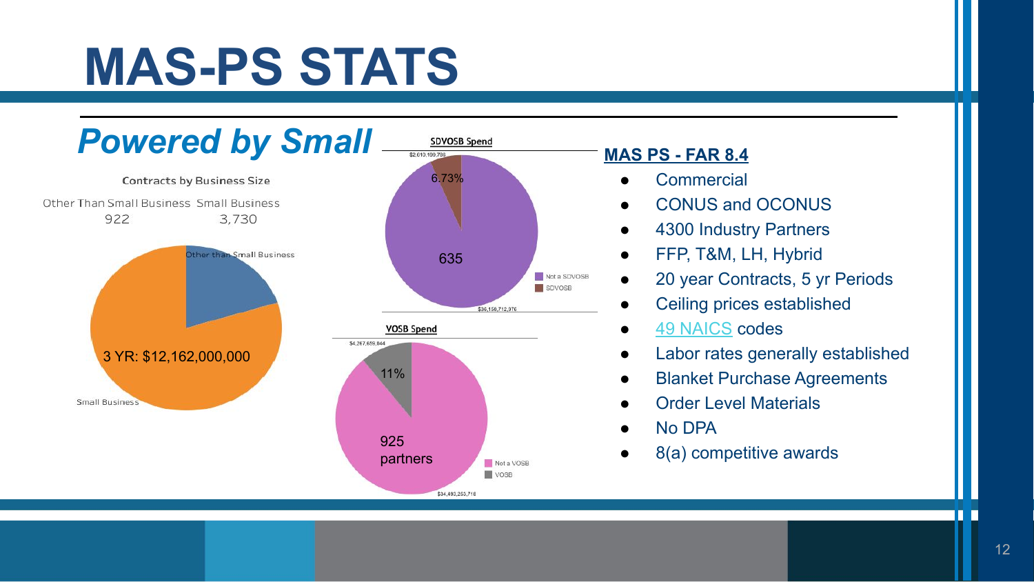# MAS-PS STATS

## *Powered by Small*

**Contracts by Business Size**

| Other Than Small Business | Small Business |
| --- | --- |
| 922 | 3,730 |

Other than Small Business

3 YR: $12,162,000,000

Small Business

**SDVOSB Spend**

$2,610,199,796

6.73%

635

- Not a SDVOSB
- SDVOSB

$36,150,712,976

**VOSB Spend**

$4,267,659,044

11%

925 partners

- Not a VOSB
- VOSB

$34,493,253,718

### MAS PS - FAR 8.4

- Commercial
- CONUS and OCONUS
- 4300 Industry Partners
- FFP, T&M, LH, Hybrid
- 20 year Contracts, 5 yr Periods
- Ceiling prices established
- 49 NAICS codes
- Labor rates generally established
- Blanket Purchase Agreements
- Order Level Materials
- No DPA
- 8(a) competitive awards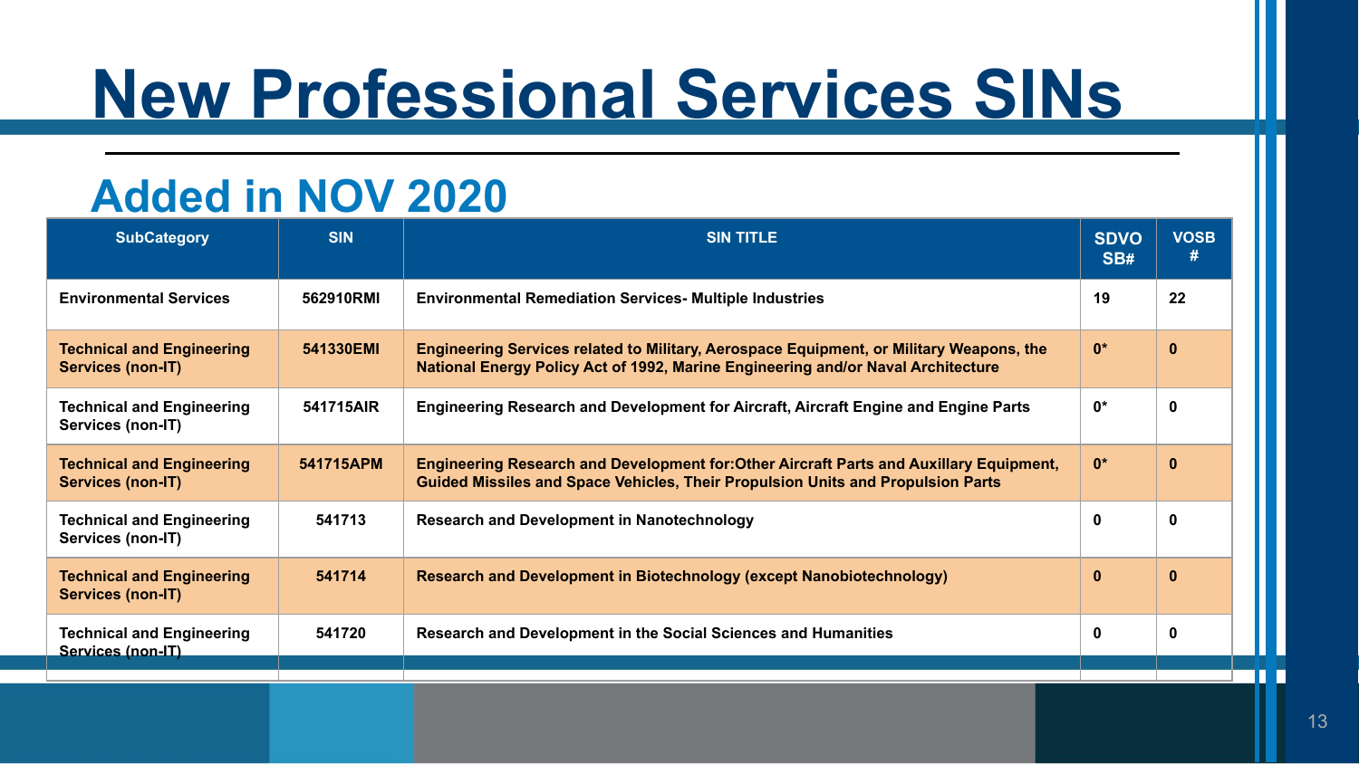# New Professional Services SINs

## Added in NOV 2020

| SubCategory | SIN | SIN TITLE | SDVO SB# | VOSB # |
|---|---|---|---|---|
| Environmental Services | 562910RMI | Environmental Remediation Services- Multiple Industries | 19 | 22 |
| Technical and Engineering Services (non-IT) | 541330EMI | Engineering Services related to Military, Aerospace Equipment, or Military Weapons, the National Energy Policy Act of 1992, Marine Engineering and/or Naval Architecture | 0* | 0 |
| Technical and Engineering Services (non-IT) | 541715AIR | Engineering Research and Development for Aircraft, Aircraft Engine and Engine Parts | 0* | 0 |
| Technical and Engineering Services (non-IT) | 541715APM | Engineering Research and Development for:Other Aircraft Parts and Auxillary Equipment, Guided Missiles and Space Vehicles, Their Propulsion Units and Propulsion Parts | 0* | 0 |
| Technical and Engineering Services (non-IT) | 541713 | Research and Development in Nanotechnology | 0 | 0 |
| Technical and Engineering Services (non-IT) | 541714 | Research and Development in Biotechnology (except Nanobiotechnology) | 0 | 0 |
| Technical and Engineering Services (non-IT) | 541720 | Research and Development in the Social Sciences and Humanities | 0 | 0 |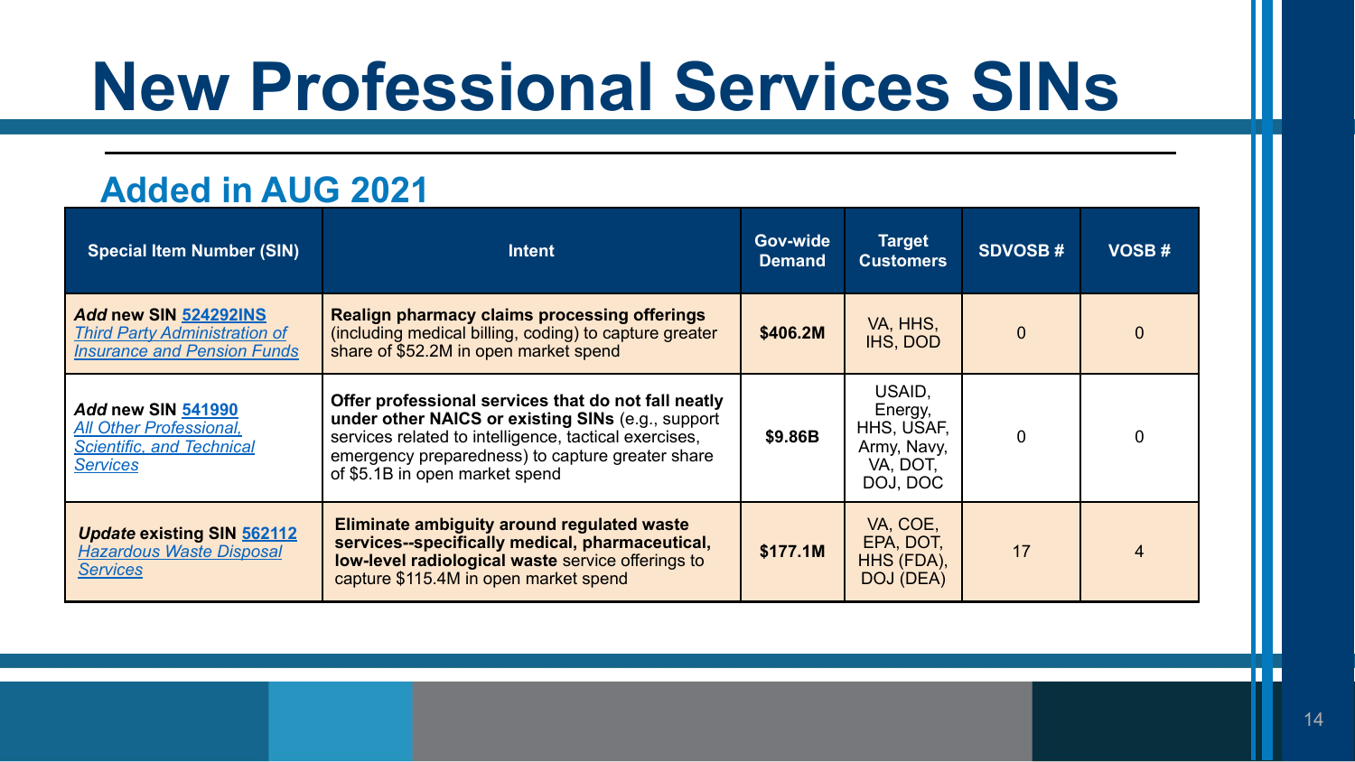# New Professional Services SINs

## Added in AUG 2021

| Special Item Number (SIN) | Intent | Gov-wide Demand | Target Customers | SDVOSB # | VOSB # |
|---|---|---|---|---|---|
| ***Add*** **new SIN** **524292INS** *Third Party Administration of Insurance and Pension Funds* | **Realign pharmacy claims processing offerings** (including medical billing, coding) to capture greater share of $52.2M in open market spend | **$406.2M** | VA, HHS, IHS, DOD | 0 | 0 |
| ***Add*** **new SIN** **541990** *All Other Professional, Scientific, and Technical Services* | **Offer professional services that do not fall neatly under other NAICS or existing SINs** (e.g., support services related to intelligence, tactical exercises, emergency preparedness) to capture greater share of $5.1B in open market spend | **$9.86B** | USAID, Energy, HHS, USAF, Army, Navy, VA, DOT, DOJ, DOC | 0 | 0 |
| ***Update*** **existing SIN** **562112** *Hazardous Waste Disposal Services* | **Eliminate ambiguity around regulated waste services--specifically medical, pharmaceutical, low-level radiological waste** service offerings to capture $115.4M in open market spend | **$177.1M** | VA, COE, EPA, DOT, HHS (FDA), DOJ (DEA) | 17 | 4 |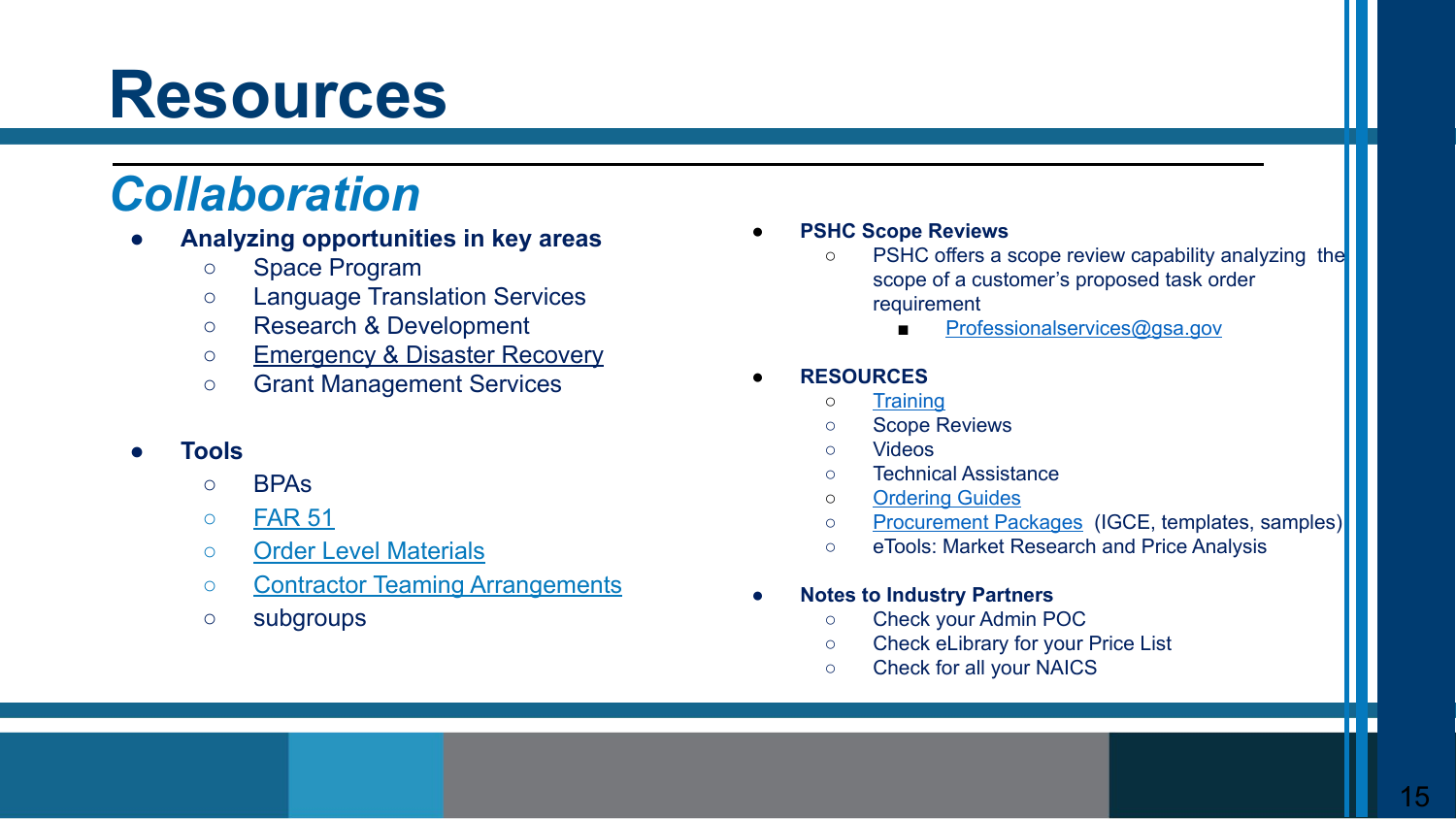# Resources

## *Collaboration*

- **Analyzing opportunities in key areas**
  - Space Program
  - Language Translation Services
  - Research & Development
  - Emergency & Disaster Recovery
  - Grant Management Services

- **Tools**
  - BPAs
  - FAR 51
  - Order Level Materials
  - Contractor Teaming Arrangements
  - subgroups

- **PSHC Scope Reviews**
  - PSHC offers a scope review capability analyzing the scope of a customer's proposed task order requirement
    - Professionalservices@gsa.gov

- **RESOURCES**
  - Training
  - Scope Reviews
  - Videos
  - Technical Assistance
  - Ordering Guides
  - Procurement Packages (IGCE, templates, samples)
  - eTools: Market Research and Price Analysis

- **Notes to Industry Partners**
  - Check your Admin POC
  - Check eLibrary for your Price List
  - Check for all your NAICS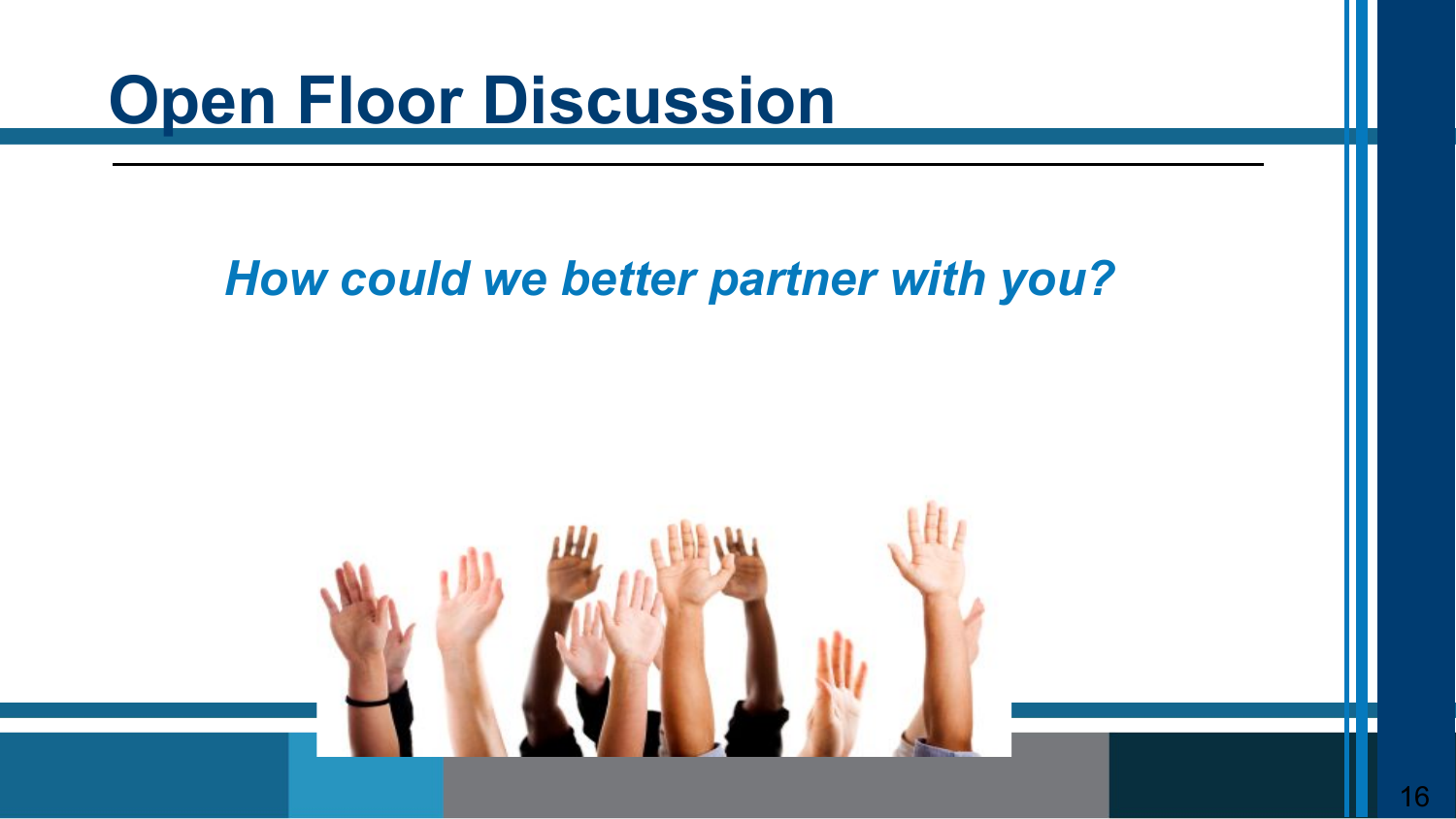# Open Floor Discussion

***How could we better partner with you?***